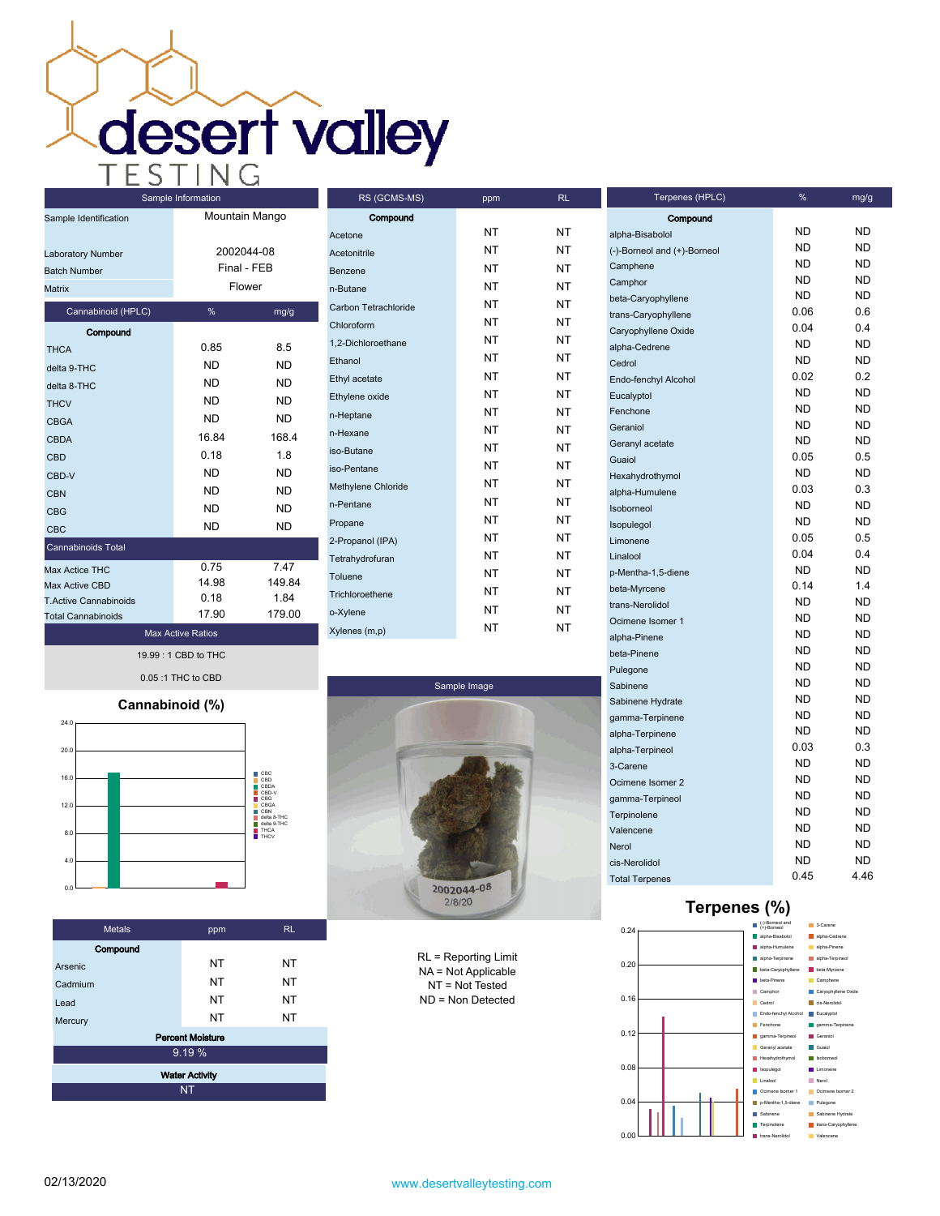# desert valley TESTING

## Sample Information

| Sample Information | |
|---|---|
| Sample Identification | Mountain Mango |
| Laboratory Number | 2002044-08 |
| Batch Number | Final - FEB |
| Matrix | Flower |

## Cannabinoid (HPLC)

| Compound | % | mg/g |
|---|---|---|
| THCA | 0.85 | 8.5 |
| delta 9-THC | ND | ND |
| delta 8-THC | ND | ND |
| THCV | ND | ND |
| CBGA | ND | ND |
| CBDA | 16.84 | 168.4 |
| CBD | 0.18 | 1.8 |
| CBD-V | ND | ND |
| CBN | ND | ND |
| CBG | ND | ND |
| CBC | ND | ND |

| Cannabinoids Total | | |
|---|---|---|
| Max Actice THC | 0.75 | 7.47 |
| Max Active CBD | 14.98 | 149.84 |
| T.Active Cannabinoids | 0.18 | 1.84 |
| Total Cannabinoids | 17.90 | 179.00 |

### Max Active Ratios

19.99 : 1 CBD to THC

0.05 :1 THC to CBD

## RS (GCMS-MS)

| Compound | ppm | RL |
|---|---|---|
| Acetone | NT | NT |
| Acetonitrile | NT | NT |
| Benzene | NT | NT |
| n-Butane | NT | NT |
| Carbon Tetrachloride | NT | NT |
| Chloroform | NT | NT |
| 1,2-Dichloroethane | NT | NT |
| Ethanol | NT | NT |
| Ethyl acetate | NT | NT |
| Ethylene oxide | NT | NT |
| n-Heptane | NT | NT |
| n-Hexane | NT | NT |
| iso-Butane | NT | NT |
| iso-Pentane | NT | NT |
| Methylene Chloride | NT | NT |
| n-Pentane | NT | NT |
| Propane | NT | NT |
| 2-Propanol (IPA) | NT | NT |
| Tetrahydrofuran | NT | NT |
| Toluene | NT | NT |
| Trichloroethene | NT | NT |
| o-Xylene | NT | NT |
| Xylenes (m,p) | NT | NT |

## Terpenes (HPLC)

| Compound | % | mg/g |
|---|---|---|
| alpha-Bisabolol | ND | ND |
| (-)-Borneol and (+)-Borneol | ND | ND |
| Camphene | ND | ND |
| Camphor | ND | ND |
| beta-Caryophyllene | ND | ND |
| trans-Caryophyllene | 0.06 | 0.6 |
| Caryophyllene Oxide | 0.04 | 0.4 |
| alpha-Cedrene | ND | ND |
| Cedrol | ND | ND |
| Endo-fenchyl Alcohol | 0.02 | 0.2 |
| Eucalyptol | ND | ND |
| Fenchone | ND | ND |
| Geraniol | ND | ND |
| Geranyl acetate | ND | ND |
| Guaiol | 0.05 | 0.5 |
| Hexahydrothymol | ND | ND |
| alpha-Humulene | 0.03 | 0.3 |
| Isoborneol | ND | ND |
| Isopulegol | ND | ND |
| Limonene | 0.05 | 0.5 |
| Linalool | 0.04 | 0.4 |
| p-Mentha-1,5-diene | ND | ND |
| beta-Myrcene | 0.14 | 1.4 |
| trans-Nerolidol | ND | ND |
| Ocimene Isomer 1 | ND | ND |
| alpha-Pinene | ND | ND |
| beta-Pinene | ND | ND |
| Pulegone | ND | ND |
| Sabinene | ND | ND |
| Sabinene Hydrate | ND | ND |
| gamma-Terpinene | ND | ND |
| alpha-Terpinene | ND | ND |
| alpha-Terpineol | 0.03 | 0.3 |
| 3-Carene | ND | ND |
| Ocimene Isomer 2 | ND | ND |
| gamma-Terpineol | ND | ND |
| Terpinolene | ND | ND |
| Valencene | ND | ND |
| Nerol | ND | ND |
| cis-Nerolidol | ND | ND |
| Total Terpenes | 0.45 | 4.46 |

## Cannabinoid (%)

## Sample Image

2002044-08
2/8/20

## Terpenes (%)

## Metals

| Compound | ppm | RL |
|---|---|---|
| Arsenic | NT | NT |
| Cadmium | NT | NT |
| Lead | NT | NT |
| Mercury | NT | NT |

| Percent Moisture |
|---|
| 9.19 % |

| Water Activity |
|---|
| NT |

RL = Reporting Limit
NA = Not Applicable
NT = Not Tested
ND = Non Detected

02/13/2020

www.desertvalleytesting.com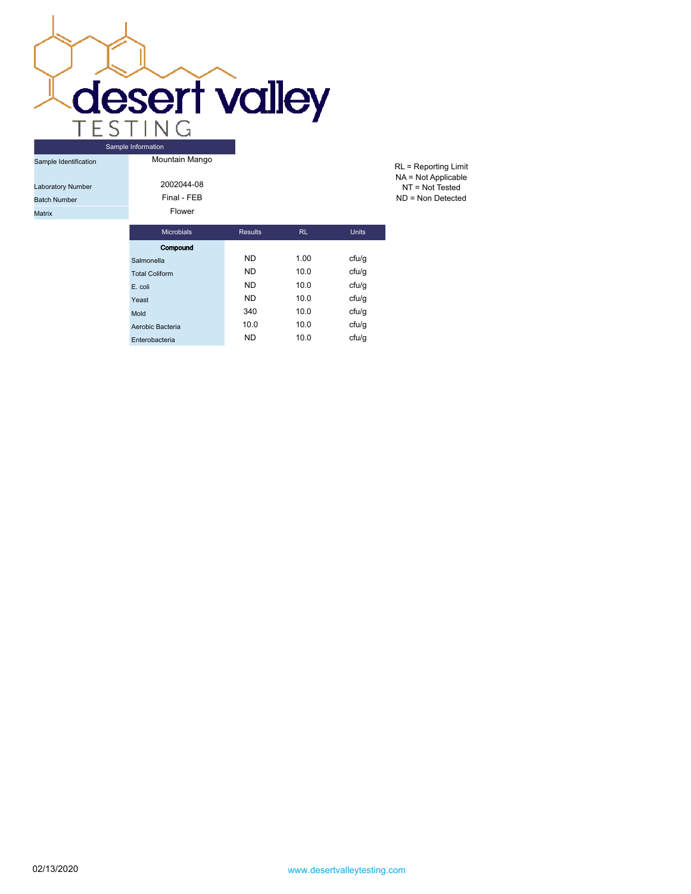desert valley

TESTING

| Sample Information | |
|---|---|
| Sample Identification | Mountain Mango |
| Laboratory Number | 2002044-08 |
| Batch Number | Final - FEB |
| Matrix | Flower |

RL = Reporting Limit
NA = Not Applicable
NT = Not Tested
ND = Non Detected

| Microbials | Results | RL | Units |
|---|---|---|---|
| **Compound** | | | |
| Salmonella | ND | 1.00 | cfu/g |
| Total Coliform | ND | 10.0 | cfu/g |
| E. coli | ND | 10.0 | cfu/g |
| Yeast | ND | 10.0 | cfu/g |
| Mold | 340 | 10.0 | cfu/g |
| Aerobic Bacteria | 10.0 | 10.0 | cfu/g |
| Enterobacteria | ND | 10.0 | cfu/g |

02/13/2020

www.desertvalleytesting.com